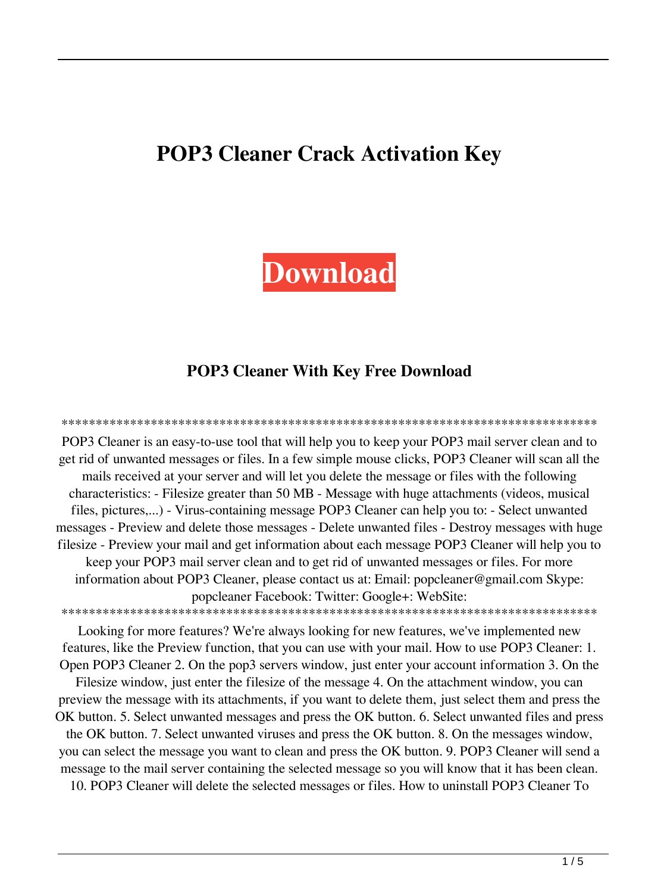# POP3 Cleaner Crack Activation Key

**Download**

## POP3 Cleaner With Key Free Download

********************************************************************************
POP3 Cleaner is an easy-to-use tool that will help you to keep your POP3 mail server clean and to get rid of unwanted messages or files. In a few simple mouse clicks, POP3 Cleaner will scan all the mails received at your server and will let you delete the message or files with the following characteristics: - Filesize greater than 50 MB - Message with huge attachments (videos, musical files, pictures,...) - Virus-containing message POP3 Cleaner can help you to: - Select unwanted messages - Preview and delete those messages - Delete unwanted files - Destroy messages with huge filesize - Preview your mail and get information about each message POP3 Cleaner will help you to keep your POP3 mail server clean and to get rid of unwanted messages or files. For more information about POP3 Cleaner, please contact us at: Email: popcleaner@gmail.com Skype: popcleaner Facebook: Twitter: Google+: WebSite:
********************************************************************************
Looking for more features? We're always looking for new features, we've implemented new features, like the Preview function, that you can use with your mail. How to use POP3 Cleaner: 1. Open POP3 Cleaner 2. On the pop3 servers window, just enter your account information 3. On the Filesize window, just enter the filesize of the message 4. On the attachment window, you can preview the message with its attachments, if you want to delete them, just select them and press the OK button. 5. Select unwanted messages and press the OK button. 6. Select unwanted files and press the OK button. 7. Select unwanted viruses and press the OK button. 8. On the messages window, you can select the message you want to clean and press the OK button. 9. POP3 Cleaner will send a message to the mail server containing the selected message so you will know that it has been clean. 10. POP3 Cleaner will delete the selected messages or files. How to uninstall POP3 Cleaner To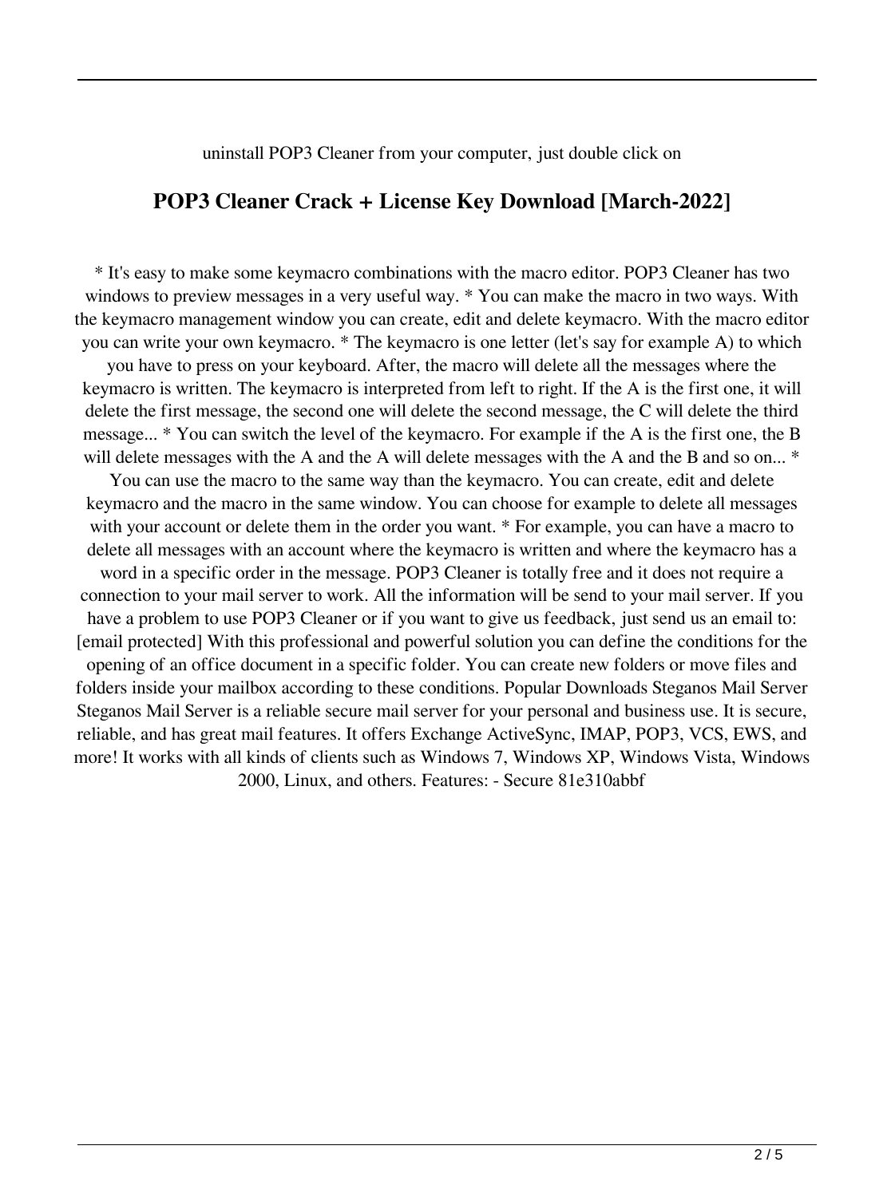uninstall POP3 Cleaner from your computer, just double click on

## POP3 Cleaner Crack + License Key Download [March-2022]

* It's easy to make some keymacro combinations with the macro editor. POP3 Cleaner has two windows to preview messages in a very useful way. * You can make the macro in two ways. With the keymacro management window you can create, edit and delete keymacro. With the macro editor you can write your own keymacro. * The keymacro is one letter (let's say for example A) to which you have to press on your keyboard. After, the macro will delete all the messages where the keymacro is written. The keymacro is interpreted from left to right. If the A is the first one, it will delete the first message, the second one will delete the second message, the C will delete the third message... * You can switch the level of the keymacro. For example if the A is the first one, the B will delete messages with the A and the A will delete messages with the A and the B and so on... * You can use the macro to the same way than the keymacro. You can create, edit and delete keymacro and the macro in the same window. You can choose for example to delete all messages with your account or delete them in the order you want. * For example, you can have a macro to delete all messages with an account where the keymacro is written and where the keymacro has a word in a specific order in the message. POP3 Cleaner is totally free and it does not require a connection to your mail server to work. All the information will be send to your mail server. If you have a problem to use POP3 Cleaner or if you want to give us feedback, just send us an email to: [email protected] With this professional and powerful solution you can define the conditions for the opening of an office document in a specific folder. You can create new folders or move files and folders inside your mailbox according to these conditions. Popular Downloads Steganos Mail Server Steganos Mail Server is a reliable secure mail server for your personal and business use. It is secure, reliable, and has great mail features. It offers Exchange ActiveSync, IMAP, POP3, VCS, EWS, and more! It works with all kinds of clients such as Windows 7, Windows XP, Windows Vista, Windows 2000, Linux, and others. Features: - Secure 81e310abbf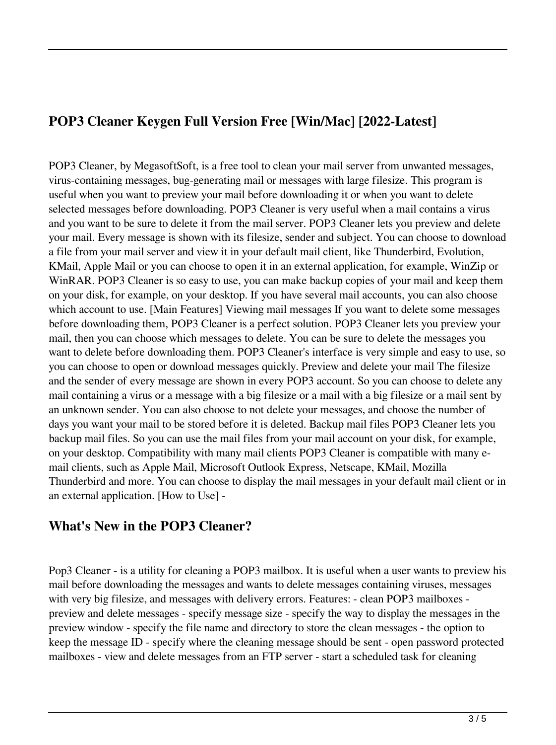## POP3 Cleaner Keygen Full Version Free [Win/Mac] [2022-Latest]

POP3 Cleaner, by MegasoftSoft, is a free tool to clean your mail server from unwanted messages, virus-containing messages, bug-generating mail or messages with large filesize. This program is useful when you want to preview your mail before downloading it or when you want to delete selected messages before downloading. POP3 Cleaner is very useful when a mail contains a virus and you want to be sure to delete it from the mail server. POP3 Cleaner lets you preview and delete your mail. Every message is shown with its filesize, sender and subject. You can choose to download a file from your mail server and view it in your default mail client, like Thunderbird, Evolution, KMail, Apple Mail or you can choose to open it in an external application, for example, WinZip or WinRAR. POP3 Cleaner is so easy to use, you can make backup copies of your mail and keep them on your disk, for example, on your desktop. If you have several mail accounts, you can also choose which account to use. [Main Features] Viewing mail messages If you want to delete some messages before downloading them, POP3 Cleaner is a perfect solution. POP3 Cleaner lets you preview your mail, then you can choose which messages to delete. You can be sure to delete the messages you want to delete before downloading them. POP3 Cleaner's interface is very simple and easy to use, so you can choose to open or download messages quickly. Preview and delete your mail The filesize and the sender of every message are shown in every POP3 account. So you can choose to delete any mail containing a virus or a message with a big filesize or a mail with a big filesize or a mail sent by an unknown sender. You can also choose to not delete your messages, and choose the number of days you want your mail to be stored before it is deleted. Backup mail files POP3 Cleaner lets you backup mail files. So you can use the mail files from your mail account on your disk, for example, on your desktop. Compatibility with many mail clients POP3 Cleaner is compatible with many e-mail clients, such as Apple Mail, Microsoft Outlook Express, Netscape, KMail, Mozilla Thunderbird and more. You can choose to display the mail messages in your default mail client or in an external application. [How to Use] -

## What's New in the POP3 Cleaner?

Pop3 Cleaner - is a utility for cleaning a POP3 mailbox. It is useful when a user wants to preview his mail before downloading the messages and wants to delete messages containing viruses, messages with very big filesize, and messages with delivery errors. Features: - clean POP3 mailboxes - preview and delete messages - specify message size - specify the way to display the messages in the preview window - specify the file name and directory to store the clean messages - the option to keep the message ID - specify where the cleaning message should be sent - open password protected mailboxes - view and delete messages from an FTP server - start a scheduled task for cleaning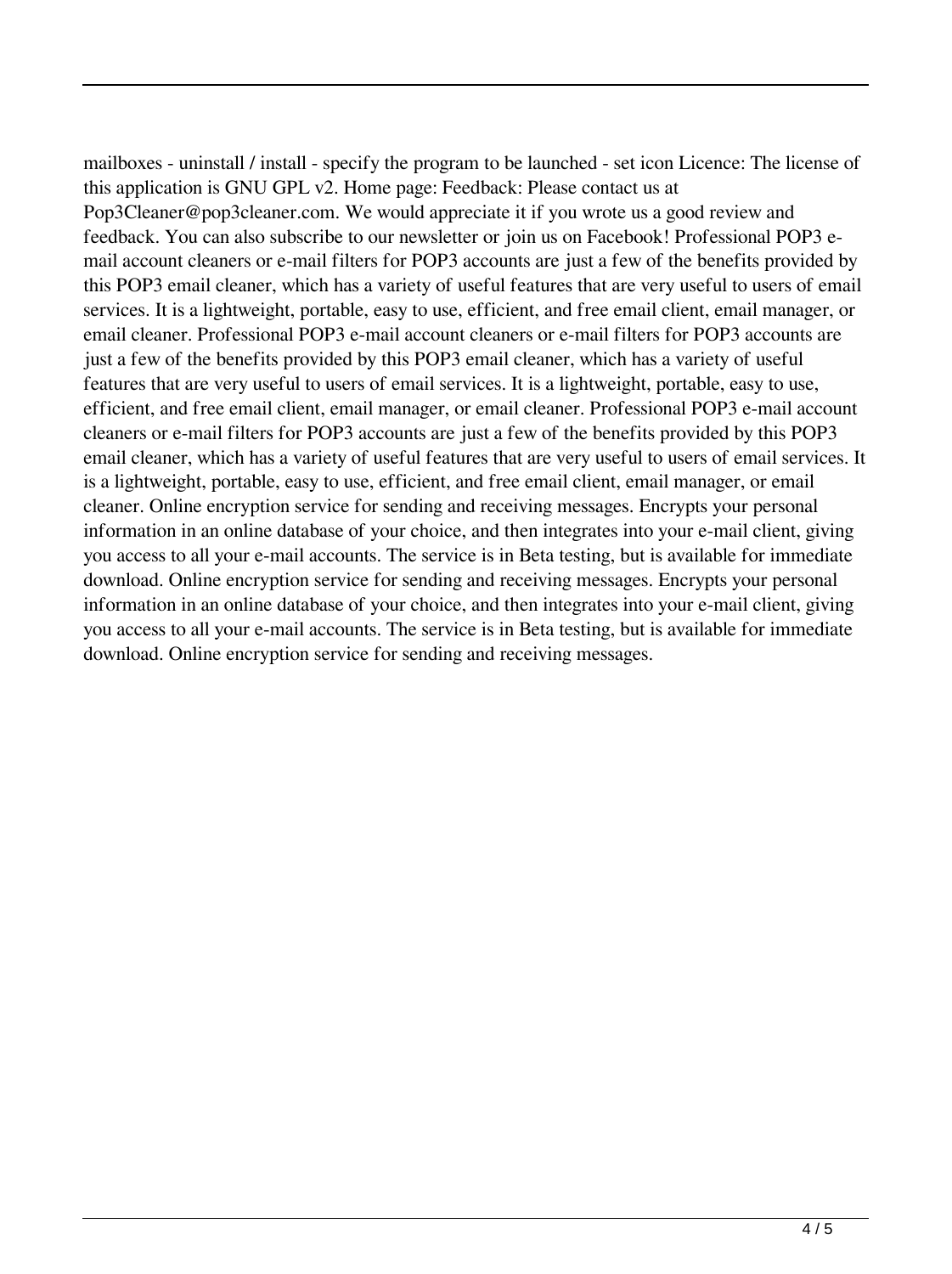mailboxes - uninstall / install - specify the program to be launched - set icon Licence: The license of this application is GNU GPL v2. Home page: Feedback: Please contact us at Pop3Cleaner@pop3cleaner.com. We would appreciate it if you wrote us a good review and feedback. You can also subscribe to our newsletter or join us on Facebook! Professional POP3 e-mail account cleaners or e-mail filters for POP3 accounts are just a few of the benefits provided by this POP3 email cleaner, which has a variety of useful features that are very useful to users of email services. It is a lightweight, portable, easy to use, efficient, and free email client, email manager, or email cleaner. Professional POP3 e-mail account cleaners or e-mail filters for POP3 accounts are just a few of the benefits provided by this POP3 email cleaner, which has a variety of useful features that are very useful to users of email services. It is a lightweight, portable, easy to use, efficient, and free email client, email manager, or email cleaner. Professional POP3 e-mail account cleaners or e-mail filters for POP3 accounts are just a few of the benefits provided by this POP3 email cleaner, which has a variety of useful features that are very useful to users of email services. It is a lightweight, portable, easy to use, efficient, and free email client, email manager, or email cleaner. Online encryption service for sending and receiving messages. Encrypts your personal information in an online database of your choice, and then integrates into your e-mail client, giving you access to all your e-mail accounts. The service is in Beta testing, but is available for immediate download. Online encryption service for sending and receiving messages. Encrypts your personal information in an online database of your choice, and then integrates into your e-mail client, giving you access to all your e-mail accounts. The service is in Beta testing, but is available for immediate download. Online encryption service for sending and receiving messages.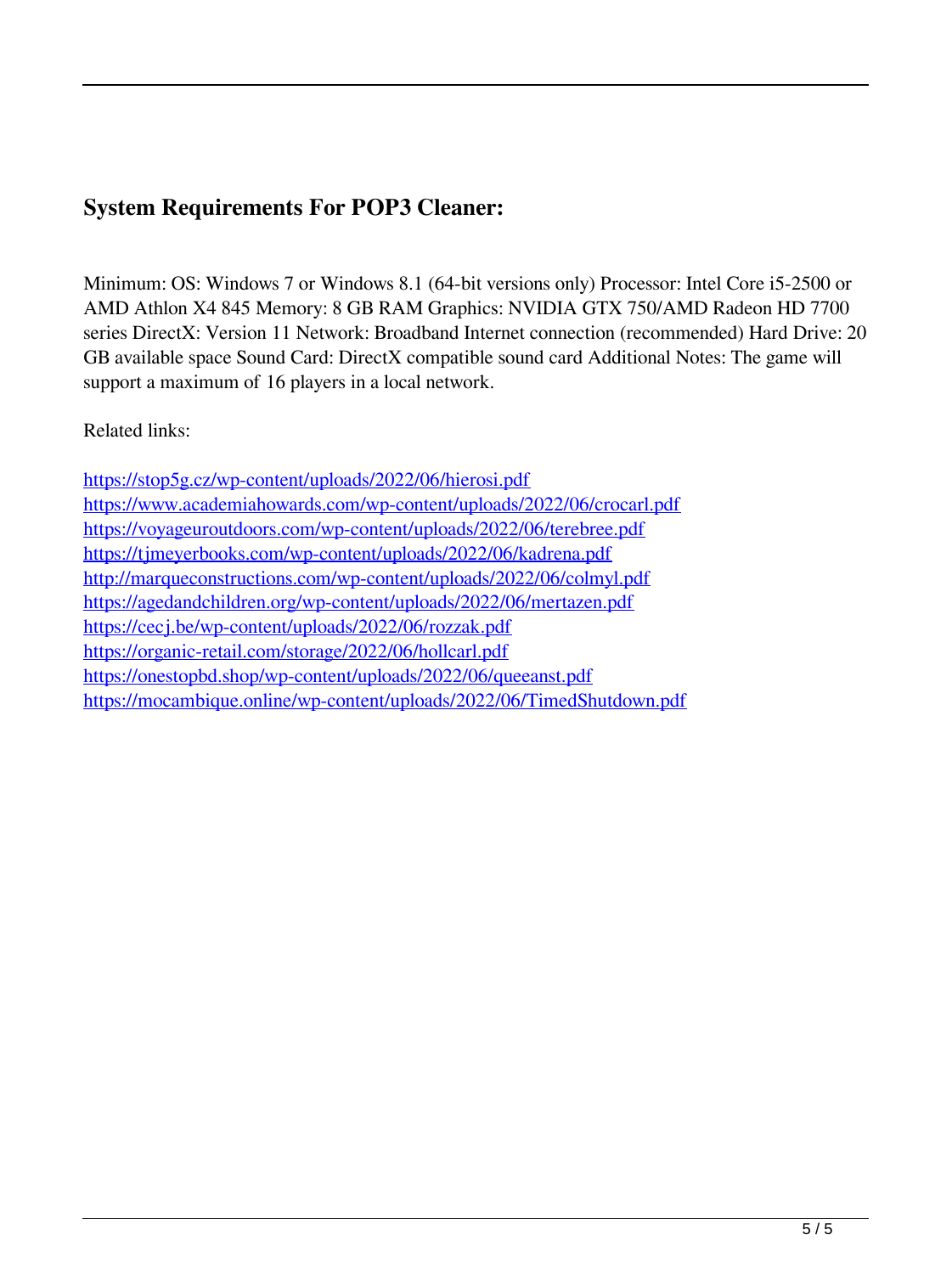## System Requirements For POP3 Cleaner:

Minimum: OS: Windows 7 or Windows 8.1 (64-bit versions only) Processor: Intel Core i5-2500 or AMD Athlon X4 845 Memory: 8 GB RAM Graphics: NVIDIA GTX 750/AMD Radeon HD 7700 series DirectX: Version 11 Network: Broadband Internet connection (recommended) Hard Drive: 20 GB available space Sound Card: DirectX compatible sound card Additional Notes: The game will support a maximum of 16 players in a local network.

Related links:

https://stop5g.cz/wp-content/uploads/2022/06/hierosi.pdf
https://www.academiahowards.com/wp-content/uploads/2022/06/crocarl.pdf
https://voyageuroutdoors.com/wp-content/uploads/2022/06/terebree.pdf
https://tjmeyerbooks.com/wp-content/uploads/2022/06/kadrena.pdf
http://marqueconstructions.com/wp-content/uploads/2022/06/colmyl.pdf
https://agedandchildren.org/wp-content/uploads/2022/06/mertazen.pdf
https://cecj.be/wp-content/uploads/2022/06/rozzak.pdf
https://organic-retail.com/storage/2022/06/hollcarl.pdf
https://onestopbd.shop/wp-content/uploads/2022/06/queeanst.pdf
https://mocambique.online/wp-content/uploads/2022/06/TimedShutdown.pdf